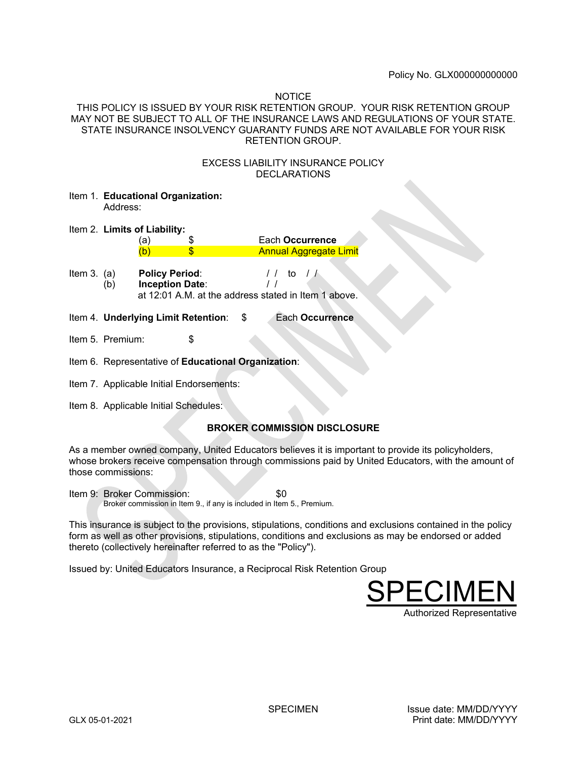Policy No. GLX000000000000

NOTICE

THIS POLICY IS ISSUED BY YOUR RISK RETENTION GROUP. YOUR RISK RETENTION GROUP MAY NOT BE SUBJECT TO ALL OF THE INSURANCE LAWS AND REGULATIONS OF YOUR STATE. STATE INSURANCE INSOLVENCY GUARANTY FUNDS ARE NOT AVAILABLE FOR YOUR RISK RETENTION GROUP.

EXCESS LIABILITY INSURANCE POLICY
DECLARATIONS

Item 1. **Educational Organization:**
Address:

Item 2. **Limits of Liability:**

(a) $ Each **Occurrence**
(b) $ Annual Aggregate Limit

Item 3. (a) **Policy Period**: / / to / /
(b) **Inception Date**: / /
at 12:01 A.M. at the address stated in Item 1 above.

Item 4. **Underlying Limit Retention**: $ Each **Occurrence**

Item 5. Premium: $

Item 6. Representative of **Educational Organization**:

Item 7. Applicable Initial Endorsements:

Item 8. Applicable Initial Schedules:

**BROKER COMMISSION DISCLOSURE**

As a member owned company, United Educators believes it is important to provide its policyholders, whose brokers receive compensation through commissions paid by United Educators, with the amount of those commissions:

Item 9: Broker Commission: $0
Broker commission in Item 9., if any is included in Item 5., Premium.

This insurance is subject to the provisions, stipulations, conditions and exclusions contained in the policy form as well as other provisions, stipulations, conditions and exclusions as may be endorsed or added thereto (collectively hereinafter referred to as the "Policy").

Issued by: United Educators Insurance, a Reciprocal Risk Retention Group

SPECIMEN
Authorized Representative

GLX 05-01-2021 SPECIMEN Issue date: MM/DD/YYYY
Print date: MM/DD/YYYY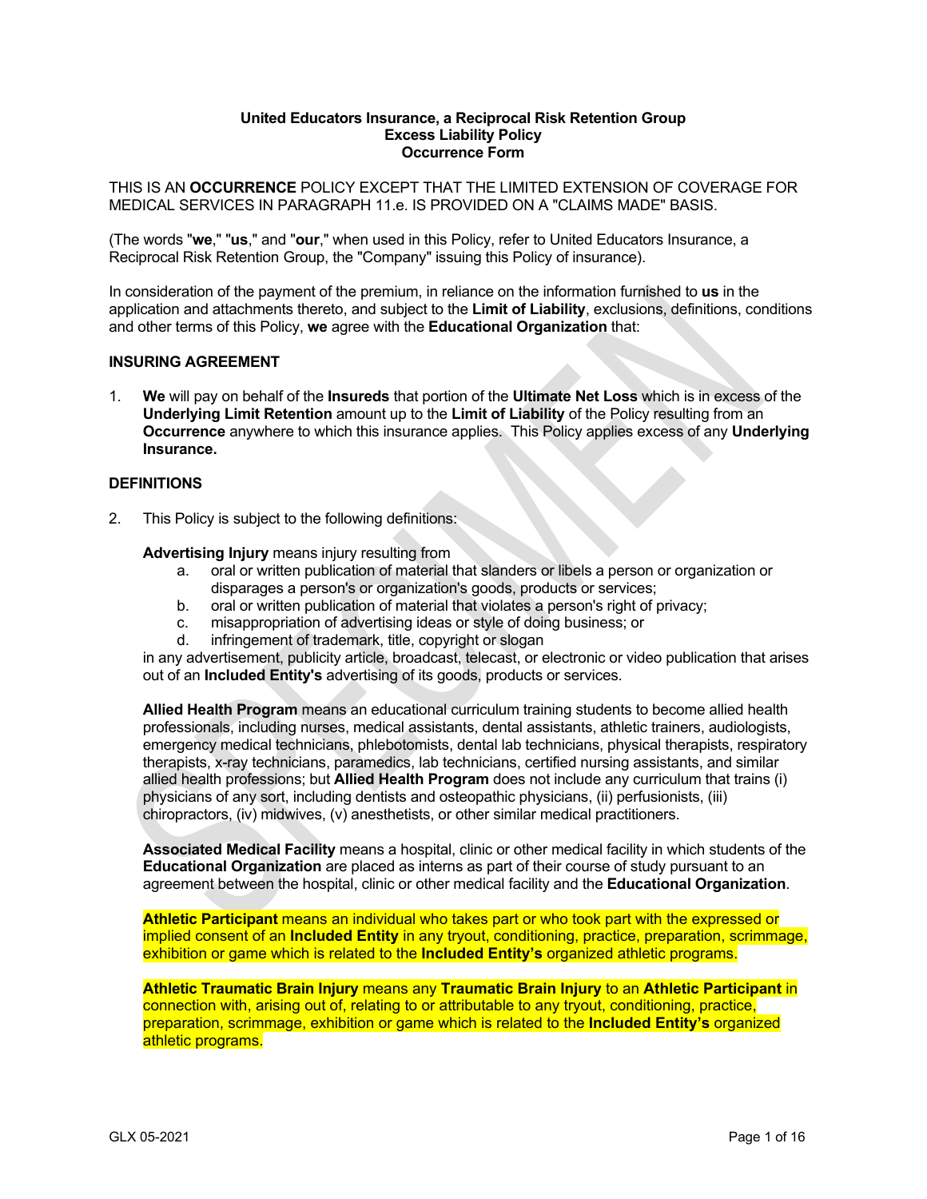**United Educators Insurance, a Reciprocal Risk Retention Group**
**Excess Liability Policy**
**Occurrence Form**

THIS IS AN **OCCURRENCE** POLICY EXCEPT THAT THE LIMITED EXTENSION OF COVERAGE FOR MEDICAL SERVICES IN PARAGRAPH 11.e. IS PROVIDED ON A "CLAIMS MADE" BASIS.

(The words "**we**," "**us**," and "**our**," when used in this Policy, refer to United Educators Insurance, a Reciprocal Risk Retention Group, the "Company" issuing this Policy of insurance).

In consideration of the payment of the premium, in reliance on the information furnished to **us** in the application and attachments thereto, and subject to the **Limit of Liability**, exclusions, definitions, conditions and other terms of this Policy, **we** agree with the **Educational Organization** that:

## INSURING AGREEMENT

1. **We** will pay on behalf of the **Insureds** that portion of the **Ultimate Net Loss** which is in excess of the **Underlying Limit Retention** amount up to the **Limit of Liability** of the Policy resulting from an **Occurrence** anywhere to which this insurance applies. This Policy applies excess of any **Underlying Insurance.**

## DEFINITIONS

2. This Policy is subject to the following definitions:

   **Advertising Injury** means injury resulting from
   a. oral or written publication of material that slanders or libels a person or organization or disparages a person's or organization's goods, products or services;
   b. oral or written publication of material that violates a person's right of privacy;
   c. misappropriation of advertising ideas or style of doing business; or
   d. infringement of trademark, title, copyright or slogan

   in any advertisement, publicity article, broadcast, telecast, or electronic or video publication that arises out of an **Included Entity's** advertising of its goods, products or services.

   **Allied Health Program** means an educational curriculum training students to become allied health professionals, including nurses, medical assistants, dental assistants, athletic trainers, audiologists, emergency medical technicians, phlebotomists, dental lab technicians, physical therapists, respiratory therapists, x-ray technicians, paramedics, lab technicians, certified nursing assistants, and similar allied health professions; but **Allied Health Program** does not include any curriculum that trains (i) physicians of any sort, including dentists and osteopathic physicians, (ii) perfusionists, (iii) chiropractors, (iv) midwives, (v) anesthetists, or other similar medical practitioners.

   **Associated Medical Facility** means a hospital, clinic or other medical facility in which students of the **Educational Organization** are placed as interns as part of their course of study pursuant to an agreement between the hospital, clinic or other medical facility and the **Educational Organization**.

   **Athletic Participant** means an individual who takes part or who took part with the expressed or implied consent of an **Included Entity** in any tryout, conditioning, practice, preparation, scrimmage, exhibition or game which is related to the **Included Entity's** organized athletic programs.

   **Athletic Traumatic Brain Injury** means any **Traumatic Brain Injury** to an **Athletic Participant** in connection with, arising out of, relating to or attributable to any tryout, conditioning, practice, preparation, scrimmage, exhibition or game which is related to the **Included Entity's** organized athletic programs.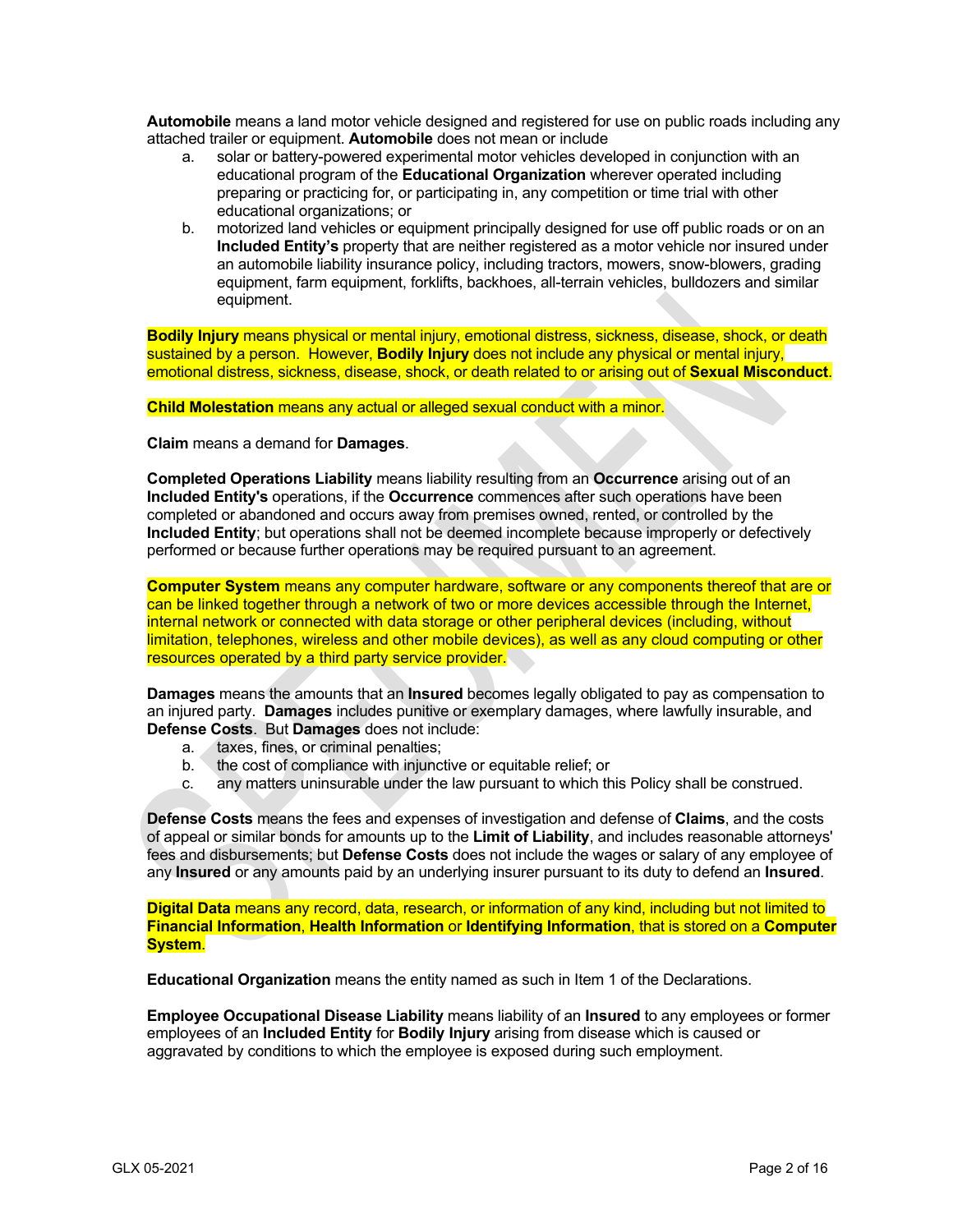**Automobile** means a land motor vehicle designed and registered for use on public roads including any attached trailer or equipment. **Automobile** does not mean or include

a. solar or battery-powered experimental motor vehicles developed in conjunction with an educational program of the **Educational Organization** wherever operated including preparing or practicing for, or participating in, any competition or time trial with other educational organizations; or
b. motorized land vehicles or equipment principally designed for use off public roads or on an **Included Entity's** property that are neither registered as a motor vehicle nor insured under an automobile liability insurance policy, including tractors, mowers, snow-blowers, grading equipment, farm equipment, forklifts, backhoes, all-terrain vehicles, bulldozers and similar equipment.

**Bodily Injury** means physical or mental injury, emotional distress, sickness, disease, shock, or death sustained by a person. However, **Bodily Injury** does not include any physical or mental injury, emotional distress, sickness, disease, shock, or death related to or arising out of **Sexual Misconduct**.

**Child Molestation** means any actual or alleged sexual conduct with a minor.

**Claim** means a demand for **Damages**.

**Completed Operations Liability** means liability resulting from an **Occurrence** arising out of an **Included Entity's** operations, if the **Occurrence** commences after such operations have been completed or abandoned and occurs away from premises owned, rented, or controlled by the **Included Entity**; but operations shall not be deemed incomplete because improperly or defectively performed or because further operations may be required pursuant to an agreement.

**Computer System** means any computer hardware, software or any components thereof that are or can be linked together through a network of two or more devices accessible through the Internet, internal network or connected with data storage or other peripheral devices (including, without limitation, telephones, wireless and other mobile devices), as well as any cloud computing or other resources operated by a third party service provider.

**Damages** means the amounts that an **Insured** becomes legally obligated to pay as compensation to an injured party. **Damages** includes punitive or exemplary damages, where lawfully insurable, and **Defense Costs**. But **Damages** does not include:

a. taxes, fines, or criminal penalties;
b. the cost of compliance with injunctive or equitable relief; or
c. any matters uninsurable under the law pursuant to which this Policy shall be construed.

**Defense Costs** means the fees and expenses of investigation and defense of **Claims**, and the costs of appeal or similar bonds for amounts up to the **Limit of Liability**, and includes reasonable attorneys' fees and disbursements; but **Defense Costs** does not include the wages or salary of any employee of any **Insured** or any amounts paid by an underlying insurer pursuant to its duty to defend an **Insured**.

**Digital Data** means any record, data, research, or information of any kind, including but not limited to **Financial Information**, **Health Information** or **Identifying Information**, that is stored on a **Computer System**.

**Educational Organization** means the entity named as such in Item 1 of the Declarations.

**Employee Occupational Disease Liability** means liability of an **Insured** to any employees or former employees of an **Included Entity** for **Bodily Injury** arising from disease which is caused or aggravated by conditions to which the employee is exposed during such employment.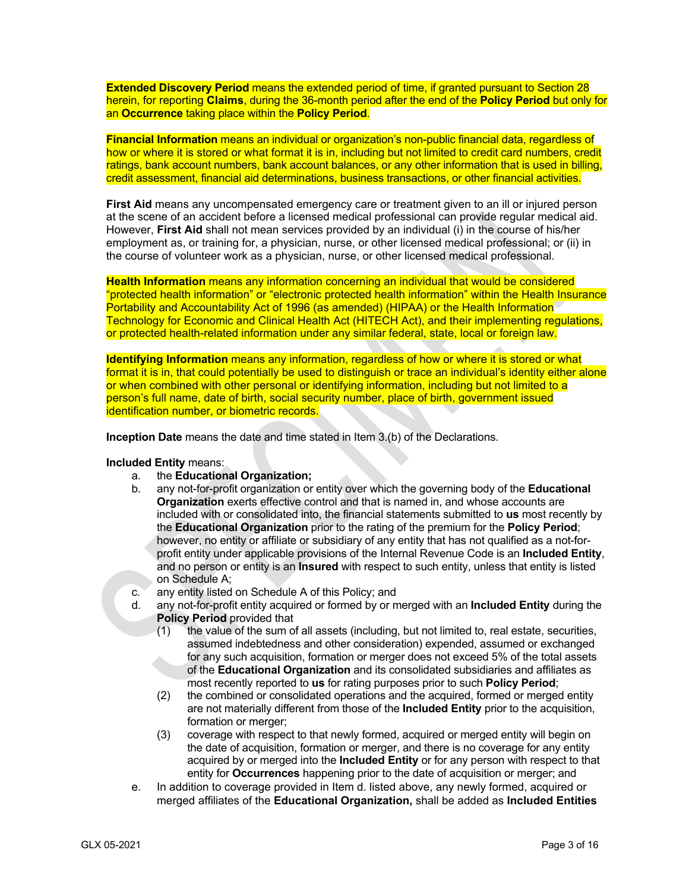**Extended Discovery Period** means the extended period of time, if granted pursuant to Section 28 herein, for reporting **Claims**, during the 36-month period after the end of the **Policy Period** but only for an **Occurrence** taking place within the **Policy Period**.

**Financial Information** means an individual or organization's non-public financial data, regardless of how or where it is stored or what format it is in, including but not limited to credit card numbers, credit ratings, bank account numbers, bank account balances, or any other information that is used in billing, credit assessment, financial aid determinations, business transactions, or other financial activities.

**First Aid** means any uncompensated emergency care or treatment given to an ill or injured person at the scene of an accident before a licensed medical professional can provide regular medical aid. However, **First Aid** shall not mean services provided by an individual (i) in the course of his/her employment as, or training for, a physician, nurse, or other licensed medical professional; or (ii) in the course of volunteer work as a physician, nurse, or other licensed medical professional.

**Health Information** means any information concerning an individual that would be considered "protected health information" or "electronic protected health information" within the Health Insurance Portability and Accountability Act of 1996 (as amended) (HIPAA) or the Health Information Technology for Economic and Clinical Health Act (HITECH Act), and their implementing regulations, or protected health-related information under any similar federal, state, local or foreign law.

**Identifying Information** means any information, regardless of how or where it is stored or what format it is in, that could potentially be used to distinguish or trace an individual's identity either alone or when combined with other personal or identifying information, including but not limited to a person's full name, date of birth, social security number, place of birth, government issued identification number, or biometric records.

**Inception Date** means the date and time stated in Item 3.(b) of the Declarations.

**Included Entity** means:

a. the **Educational Organization;**
b. any not-for-profit organization or entity over which the governing body of the **Educational Organization** exerts effective control and that is named in, and whose accounts are included with or consolidated into, the financial statements submitted to **us** most recently by the **Educational Organization** prior to the rating of the premium for the **Policy Period**; however, no entity or affiliate or subsidiary of any entity that has not qualified as a not-for-profit entity under applicable provisions of the Internal Revenue Code is an **Included Entity**, and no person or entity is an **Insured** with respect to such entity, unless that entity is listed on Schedule A;
c. any entity listed on Schedule A of this Policy; and
d. any not-for-profit entity acquired or formed by or merged with an **Included Entity** during the **Policy Period** provided that
   (1) the value of the sum of all assets (including, but not limited to, real estate, securities, assumed indebtedness and other consideration) expended, assumed or exchanged for any such acquisition, formation or merger does not exceed 5% of the total assets of the **Educational Organization** and its consolidated subsidiaries and affiliates as most recently reported to **us** for rating purposes prior to such **Policy Period**;
   (2) the combined or consolidated operations and the acquired, formed or merged entity are not materially different from those of the **Included Entity** prior to the acquisition, formation or merger;
   (3) coverage with respect to that newly formed, acquired or merged entity will begin on the date of acquisition, formation or merger, and there is no coverage for any entity acquired by or merged into the **Included Entity** or for any person with respect to that entity for **Occurrences** happening prior to the date of acquisition or merger; and
e. In addition to coverage provided in Item d. listed above, any newly formed, acquired or merged affiliates of the **Educational Organization,** shall be added as **Included Entities**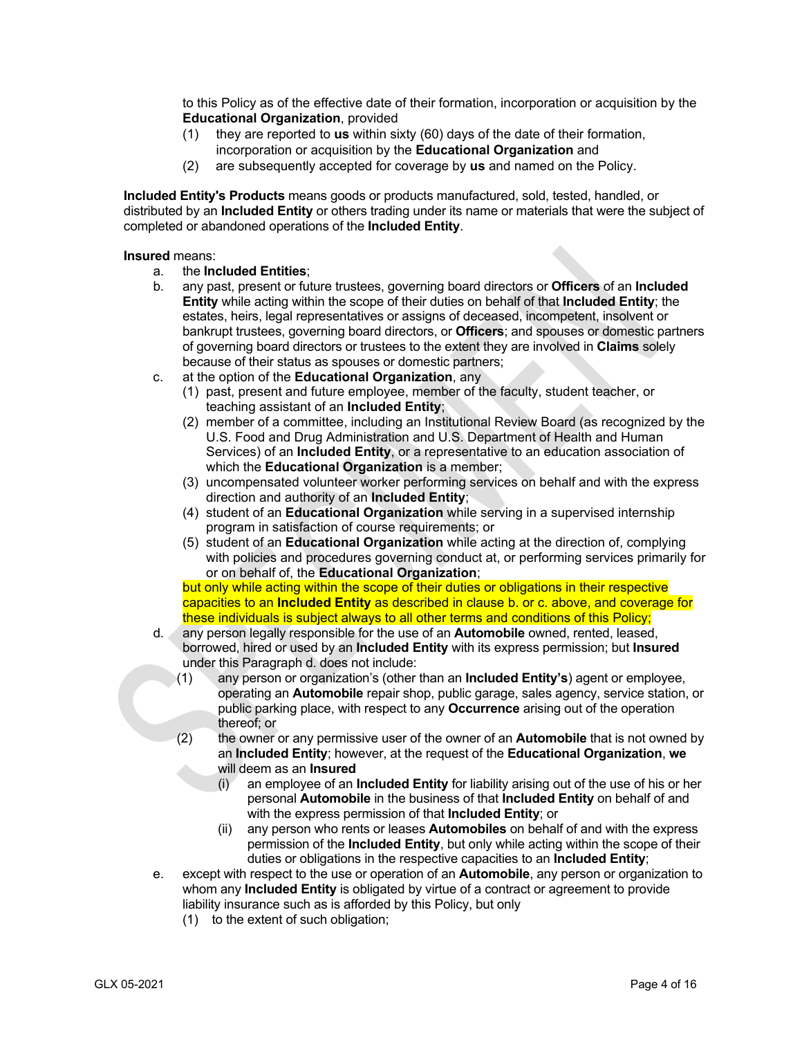to this Policy as of the effective date of their formation, incorporation or acquisition by the **Educational Organization**, provided

(1) they are reported to **us** within sixty (60) days of the date of their formation, incorporation or acquisition by the **Educational Organization** and
(2) are subsequently accepted for coverage by **us** and named on the Policy.

**Included Entity's Products** means goods or products manufactured, sold, tested, handled, or distributed by an **Included Entity** or others trading under its name or materials that were the subject of completed or abandoned operations of the **Included Entity**.

**Insured** means:

a. the **Included Entities**;
b. any past, present or future trustees, governing board directors or **Officers** of an **Included Entity** while acting within the scope of their duties on behalf of that **Included Entity**; the estates, heirs, legal representatives or assigns of deceased, incompetent, insolvent or bankrupt trustees, governing board directors, or **Officers**; and spouses or domestic partners of governing board directors or trustees to the extent they are involved in **Claims** solely because of their status as spouses or domestic partners;
c. at the option of the **Educational Organization**, any
   (1) past, present and future employee, member of the faculty, student teacher, or teaching assistant of an **Included Entity**;
   (2) member of a committee, including an Institutional Review Board (as recognized by the U.S. Food and Drug Administration and U.S. Department of Health and Human Services) of an **Included Entity**, or a representative to an education association of which the **Educational Organization** is a member;
   (3) uncompensated volunteer worker performing services on behalf and with the express direction and authority of an **Included Entity**;
   (4) student of an **Educational Organization** while serving in a supervised internship program in satisfaction of course requirements; or
   (5) student of an **Educational Organization** while acting at the direction of, complying with policies and procedures governing conduct at, or performing services primarily for or on behalf of, the **Educational Organization**;

   but only while acting within the scope of their duties or obligations in their respective capacities to an **Included Entity** as described in clause b. or c. above, and coverage for these individuals is subject always to all other terms and conditions of this Policy;
d. any person legally responsible for the use of an **Automobile** owned, rented, leased, borrowed, hired or used by an **Included Entity** with its express permission; but **Insured** under this Paragraph d. does not include:
   (1) any person or organization's (other than an **Included Entity's**) agent or employee, operating an **Automobile** repair shop, public garage, sales agency, service station, or public parking place, with respect to any **Occurrence** arising out of the operation thereof; or
   (2) the owner or any permissive user of the owner of an **Automobile** that is not owned by an **Included Entity**; however, at the request of the **Educational Organization**, **we** will deem as an **Insured**
      (i) an employee of an **Included Entity** for liability arising out of the use of his or her personal **Automobile** in the business of that **Included Entity** on behalf of and with the express permission of that **Included Entity**; or
      (ii) any person who rents or leases **Automobiles** on behalf of and with the express permission of the **Included Entity**, but only while acting within the scope of their duties or obligations in the respective capacities to an **Included Entity**;
e. except with respect to the use or operation of an **Automobile**, any person or organization to whom any **Included Entity** is obligated by virtue of a contract or agreement to provide liability insurance such as is afforded by this Policy, but only
   (1) to the extent of such obligation;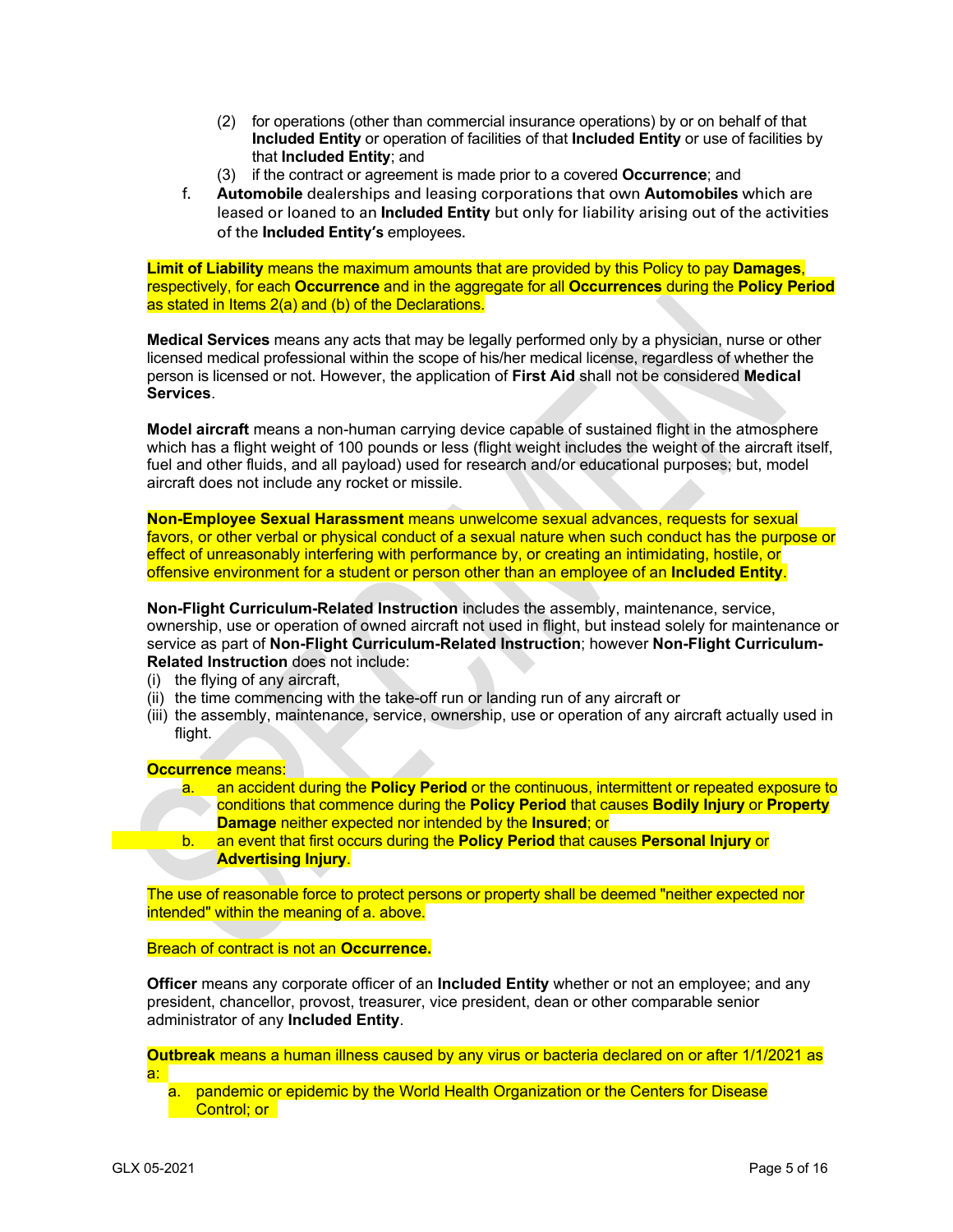(2) for operations (other than commercial insurance operations) by or on behalf of that **Included Entity** or operation of facilities of that **Included Entity** or use of facilities by that **Included Entity**; and

(3) if the contract or agreement is made prior to a covered **Occurrence**; and

f. **Automobile** dealerships and leasing corporations that own **Automobiles** which are leased or loaned to an **Included Entity** but only for liability arising out of the activities of the **Included Entity's** employees.

**Limit of Liability** means the maximum amounts that are provided by this Policy to pay **Damages**, respectively, for each **Occurrence** and in the aggregate for all **Occurrences** during the **Policy Period** as stated in Items 2(a) and (b) of the Declarations.

**Medical Services** means any acts that may be legally performed only by a physician, nurse or other licensed medical professional within the scope of his/her medical license, regardless of whether the person is licensed or not. However, the application of **First Aid** shall not be considered **Medical Services**.

**Model aircraft** means a non-human carrying device capable of sustained flight in the atmosphere which has a flight weight of 100 pounds or less (flight weight includes the weight of the aircraft itself, fuel and other fluids, and all payload) used for research and/or educational purposes; but, model aircraft does not include any rocket or missile.

**Non-Employee Sexual Harassment** means unwelcome sexual advances, requests for sexual favors, or other verbal or physical conduct of a sexual nature when such conduct has the purpose or effect of unreasonably interfering with performance by, or creating an intimidating, hostile, or offensive environment for a student or person other than an employee of an **Included Entity**.

**Non-Flight Curriculum-Related Instruction** includes the assembly, maintenance, service, ownership, use or operation of owned aircraft not used in flight, but instead solely for maintenance or service as part of **Non-Flight Curriculum-Related Instruction**; however **Non-Flight Curriculum-Related Instruction** does not include:

(i) the flying of any aircraft,
(ii) the time commencing with the take-off run or landing run of any aircraft or
(iii) the assembly, maintenance, service, ownership, use or operation of any aircraft actually used in flight.

**Occurrence** means:

a. an accident during the **Policy Period** or the continuous, intermittent or repeated exposure to conditions that commence during the **Policy Period** that causes **Bodily Injury** or **Property Damage** neither expected nor intended by the **Insured**; or
b. an event that first occurs during the **Policy Period** that causes **Personal Injury** or **Advertising Injury**.

The use of reasonable force to protect persons or property shall be deemed "neither expected nor intended" within the meaning of a. above.

Breach of contract is not an **Occurrence.**

**Officer** means any corporate officer of an **Included Entity** whether or not an employee; and any president, chancellor, provost, treasurer, vice president, dean or other comparable senior administrator of any **Included Entity**.

**Outbreak** means a human illness caused by any virus or bacteria declared on or after 1/1/2021 as a:

a. pandemic or epidemic by the World Health Organization or the Centers for Disease Control; or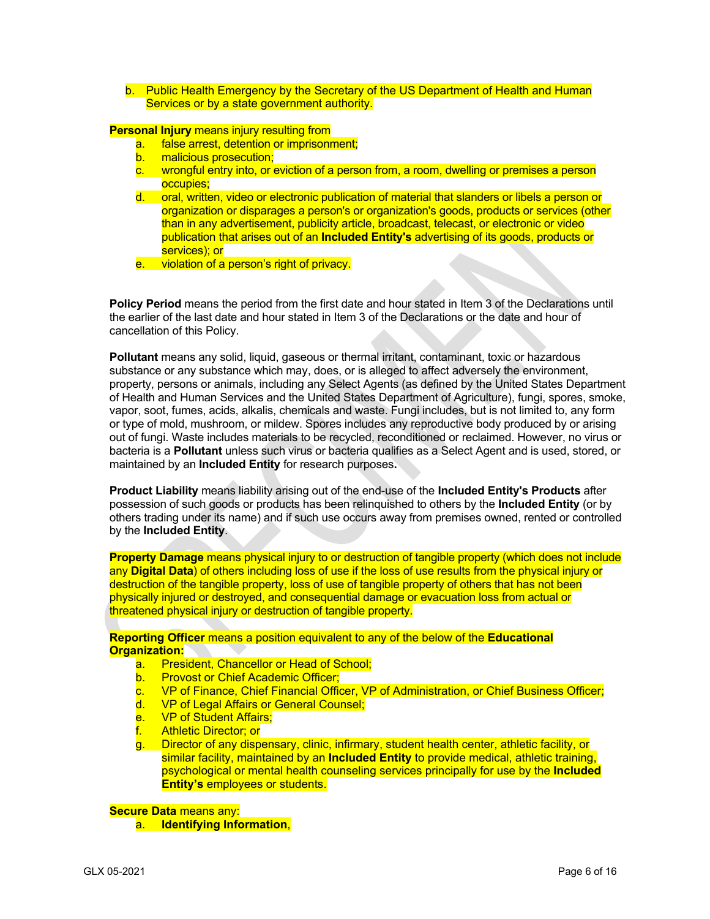b. Public Health Emergency by the Secretary of the US Department of Health and Human Services or by a state government authority.

**Personal Injury** means injury resulting from

a. false arrest, detention or imprisonment;
b. malicious prosecution;
c. wrongful entry into, or eviction of a person from, a room, dwelling or premises a person occupies;
d. oral, written, video or electronic publication of material that slanders or libels a person or organization or disparages a person's or organization's goods, products or services (other than in any advertisement, publicity article, broadcast, telecast, or electronic or video publication that arises out of an **Included Entity's** advertising of its goods, products or services); or
e. violation of a person's right of privacy.

**Policy Period** means the period from the first date and hour stated in Item 3 of the Declarations until the earlier of the last date and hour stated in Item 3 of the Declarations or the date and hour of cancellation of this Policy.

**Pollutant** means any solid, liquid, gaseous or thermal irritant, contaminant, toxic or hazardous substance or any substance which may, does, or is alleged to affect adversely the environment, property, persons or animals, including any Select Agents (as defined by the United States Department of Health and Human Services and the United States Department of Agriculture), fungi, spores, smoke, vapor, soot, fumes, acids, alkalis, chemicals and waste. Fungi includes, but is not limited to, any form or type of mold, mushroom, or mildew. Spores includes any reproductive body produced by or arising out of fungi. Waste includes materials to be recycled, reconditioned or reclaimed. However, no virus or bacteria is a **Pollutant** unless such virus or bacteria qualifies as a Select Agent and is used, stored, or maintained by an **Included Entity** for research purposes**.**

**Product Liability** means liability arising out of the end-use of the **Included Entity's Products** after possession of such goods or products has been relinquished to others by the **Included Entity** (or by others trading under its name) and if such use occurs away from premises owned, rented or controlled by the **Included Entity**.

**Property Damage** means physical injury to or destruction of tangible property (which does not include any **Digital Data**) of others including loss of use if the loss of use results from the physical injury or destruction of the tangible property, loss of use of tangible property of others that has not been physically injured or destroyed, and consequential damage or evacuation loss from actual or threatened physical injury or destruction of tangible property.

**Reporting Officer** means a position equivalent to any of the below of the **Educational Organization:**

a. President, Chancellor or Head of School;
b. Provost or Chief Academic Officer;
c. VP of Finance, Chief Financial Officer, VP of Administration, or Chief Business Officer;
d. VP of Legal Affairs or General Counsel;
e. VP of Student Affairs;
f. Athletic Director; or
g. Director of any dispensary, clinic, infirmary, student health center, athletic facility, or similar facility, maintained by an **Included Entity** to provide medical, athletic training, psychological or mental health counseling services principally for use by the **Included Entity's** employees or students.

**Secure Data** means any:

a. **Identifying Information**,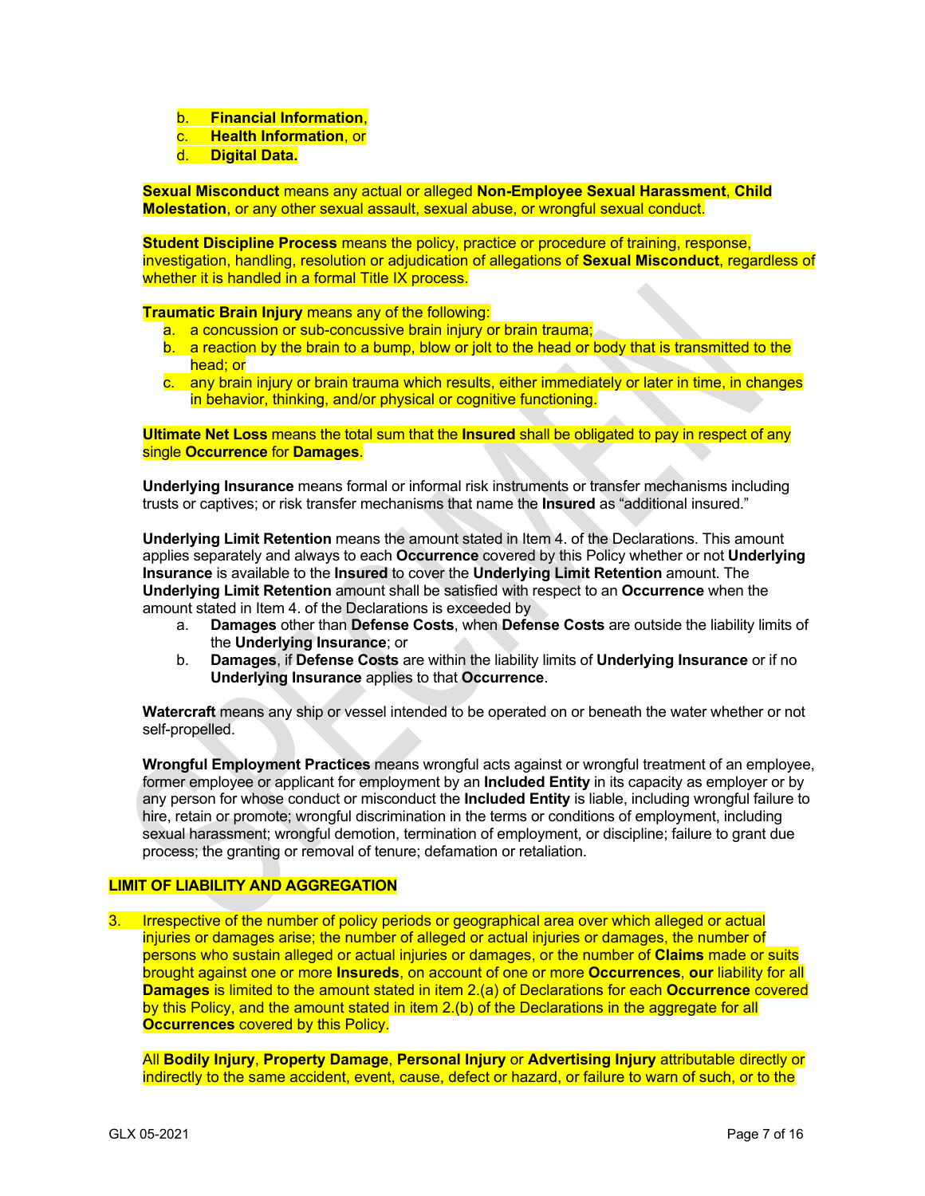b. **Financial Information**,
   c. **Health Information**, or
   d. **Digital Data.**

**Sexual Misconduct** means any actual or alleged **Non-Employee Sexual Harassment**, **Child Molestation**, or any other sexual assault, sexual abuse, or wrongful sexual conduct.

**Student Discipline Process** means the policy, practice or procedure of training, response, investigation, handling, resolution or adjudication of allegations of **Sexual Misconduct**, regardless of whether it is handled in a formal Title IX process.

**Traumatic Brain Injury** means any of the following:

a. a concussion or sub-concussive brain injury or brain trauma;
b. a reaction by the brain to a bump, blow or jolt to the head or body that is transmitted to the head; or
c. any brain injury or brain trauma which results, either immediately or later in time, in changes in behavior, thinking, and/or physical or cognitive functioning.

**Ultimate Net Loss** means the total sum that the **Insured** shall be obligated to pay in respect of any single **Occurrence** for **Damages**.

**Underlying Insurance** means formal or informal risk instruments or transfer mechanisms including trusts or captives; or risk transfer mechanisms that name the **Insured** as "additional insured."

**Underlying Limit Retention** means the amount stated in Item 4. of the Declarations. This amount applies separately and always to each **Occurrence** covered by this Policy whether or not **Underlying Insurance** is available to the **Insured** to cover the **Underlying Limit Retention** amount. The **Underlying Limit Retention** amount shall be satisfied with respect to an **Occurrence** when the amount stated in Item 4. of the Declarations is exceeded by

a. **Damages** other than **Defense Costs**, when **Defense Costs** are outside the liability limits of the **Underlying Insurance**; or
b. **Damages**, if **Defense Costs** are within the liability limits of **Underlying Insurance** or if no **Underlying Insurance** applies to that **Occurrence**.

**Watercraft** means any ship or vessel intended to be operated on or beneath the water whether or not self-propelled.

**Wrongful Employment Practices** means wrongful acts against or wrongful treatment of an employee, former employee or applicant for employment by an **Included Entity** in its capacity as employer or by any person for whose conduct or misconduct the **Included Entity** is liable, including wrongful failure to hire, retain or promote; wrongful discrimination in the terms or conditions of employment, including sexual harassment; wrongful demotion, termination of employment, or discipline; failure to grant due process; the granting or removal of tenure; defamation or retaliation.

## LIMIT OF LIABILITY AND AGGREGATION

3. Irrespective of the number of policy periods or geographical area over which alleged or actual injuries or damages arise; the number of alleged or actual injuries or damages, the number of persons who sustain alleged or actual injuries or damages, or the number of **Claims** made or suits brought against one or more **Insureds**, on account of one or more **Occurrences**, **our** liability for all **Damages** is limited to the amount stated in item 2.(a) of Declarations for each **Occurrence** covered by this Policy, and the amount stated in item 2.(b) of the Declarations in the aggregate for all **Occurrences** covered by this Policy.

   All **Bodily Injury**, **Property Damage**, **Personal Injury** or **Advertising Injury** attributable directly or indirectly to the same accident, event, cause, defect or hazard, or failure to warn of such, or to the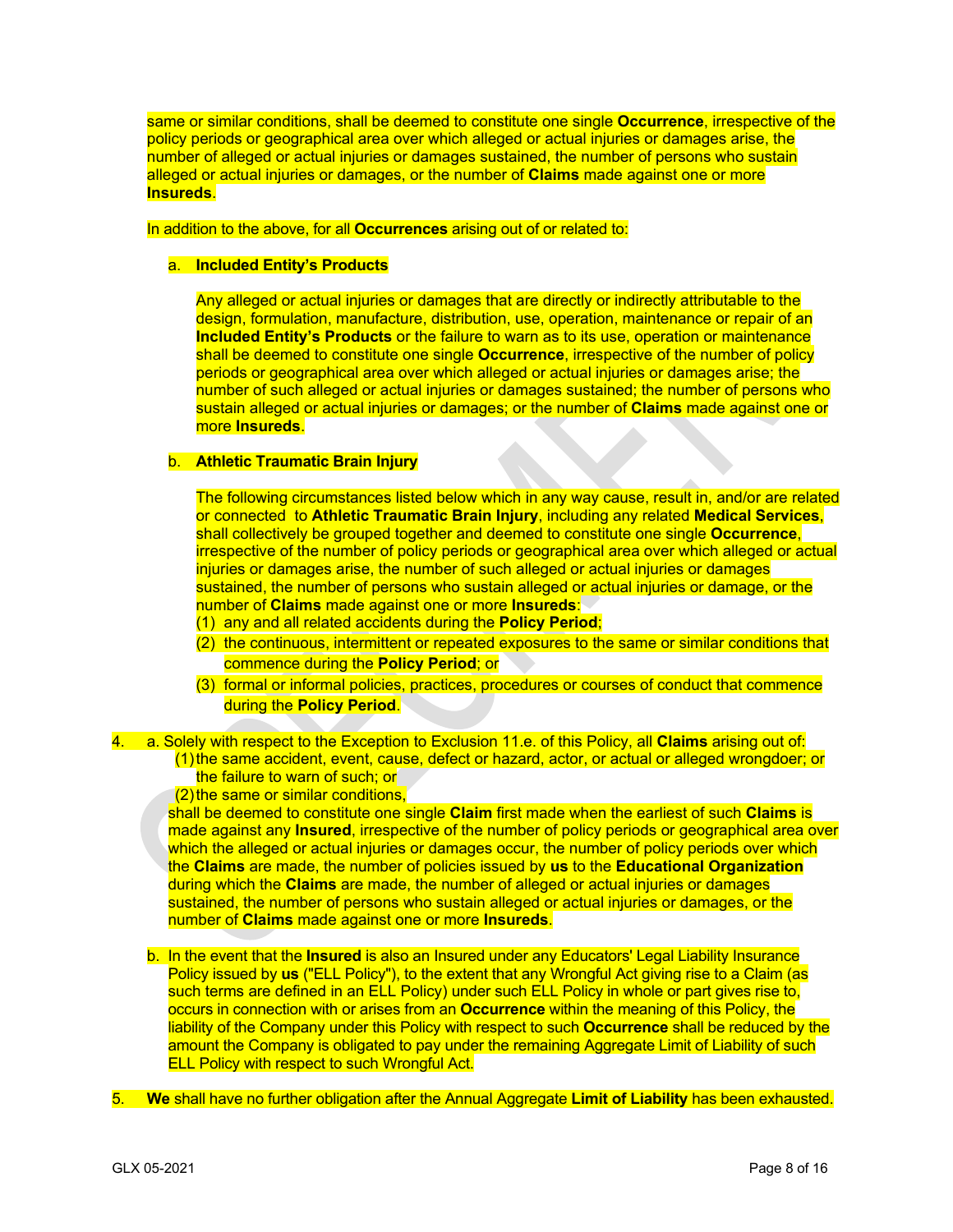same or similar conditions, shall be deemed to constitute one single **Occurrence**, irrespective of the policy periods or geographical area over which alleged or actual injuries or damages arise, the number of alleged or actual injuries or damages sustained, the number of persons who sustain alleged or actual injuries or damages, or the number of **Claims** made against one or more **Insureds**.

In addition to the above, for all **Occurrences** arising out of or related to:

a. **Included Entity's Products**

Any alleged or actual injuries or damages that are directly or indirectly attributable to the design, formulation, manufacture, distribution, use, operation, maintenance or repair of an **Included Entity's Products** or the failure to warn as to its use, operation or maintenance shall be deemed to constitute one single **Occurrence**, irrespective of the number of policy periods or geographical area over which alleged or actual injuries or damages arise; the number of such alleged or actual injuries or damages sustained; the number of persons who sustain alleged or actual injuries or damages; or the number of **Claims** made against one or more **Insureds**.

b. **Athletic Traumatic Brain Injury**

The following circumstances listed below which in any way cause, result in, and/or are related or connected to **Athletic Traumatic Brain Injury**, including any related **Medical Services**, shall collectively be grouped together and deemed to constitute one single **Occurrence**, irrespective of the number of policy periods or geographical area over which alleged or actual injuries or damages arise, the number of such alleged or actual injuries or damages sustained, the number of persons who sustain alleged or actual injuries or damage, or the number of **Claims** made against one or more **Insureds**:

(1) any and all related accidents during the **Policy Period**;

(2) the continuous, intermittent or repeated exposures to the same or similar conditions that commence during the **Policy Period**; or

(3) formal or informal policies, practices, procedures or courses of conduct that commence during the **Policy Period**.

4. a. Solely with respect to the Exception to Exclusion 11.e. of this Policy, all **Claims** arising out of:

(1) the same accident, event, cause, defect or hazard, actor, or actual or alleged wrongdoer; or the failure to warn of such; or

(2) the same or similar conditions,

shall be deemed to constitute one single **Claim** first made when the earliest of such **Claims** is made against any **Insured**, irrespective of the number of policy periods or geographical area over which the alleged or actual injuries or damages occur, the number of policy periods over which the **Claims** are made, the number of policies issued by **us** to the **Educational Organization** during which the **Claims** are made, the number of alleged or actual injuries or damages sustained, the number of persons who sustain alleged or actual injuries or damages, or the number of **Claims** made against one or more **Insureds**.

b. In the event that the **Insured** is also an Insured under any Educators' Legal Liability Insurance Policy issued by **us** ("ELL Policy"), to the extent that any Wrongful Act giving rise to a Claim (as such terms are defined in an ELL Policy) under such ELL Policy in whole or part gives rise to, occurs in connection with or arises from an **Occurrence** within the meaning of this Policy, the liability of the Company under this Policy with respect to such **Occurrence** shall be reduced by the amount the Company is obligated to pay under the remaining Aggregate Limit of Liability of such ELL Policy with respect to such Wrongful Act.

5. **We** shall have no further obligation after the Annual Aggregate **Limit of Liability** has been exhausted.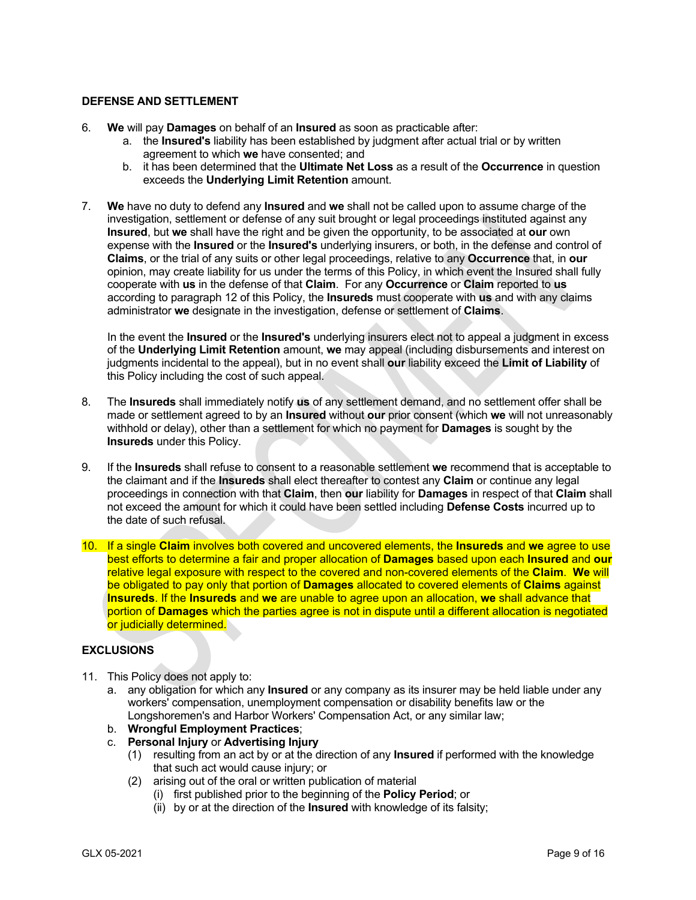## DEFENSE AND SETTLEMENT

6. **We** will pay **Damages** on behalf of an **Insured** as soon as practicable after:
   a. the **Insured's** liability has been established by judgment after actual trial or by written agreement to which **we** have consented; and
   b. it has been determined that the **Ultimate Net Loss** as a result of the **Occurrence** in question exceeds the **Underlying Limit Retention** amount.

7. **We** have no duty to defend any **Insured** and **we** shall not be called upon to assume charge of the investigation, settlement or defense of any suit brought or legal proceedings instituted against any **Insured**, but **we** shall have the right and be given the opportunity, to be associated at **our** own expense with the **Insured** or the **Insured's** underlying insurers, or both, in the defense and control of **Claims**, or the trial of any suits or other legal proceedings, relative to any **Occurrence** that, in **our** opinion, may create liability for us under the terms of this Policy, in which event the Insured shall fully cooperate with **us** in the defense of that **Claim**. For any **Occurrence** or **Claim** reported to **us** according to paragraph 12 of this Policy, the **Insureds** must cooperate with **us** and with any claims administrator **we** designate in the investigation, defense or settlement of **Claims**.

   In the event the **Insured** or the **Insured's** underlying insurers elect not to appeal a judgment in excess of the **Underlying Limit Retention** amount, **we** may appeal (including disbursements and interest on judgments incidental to the appeal), but in no event shall **our** liability exceed the **Limit of Liability** of this Policy including the cost of such appeal.

8. The **Insureds** shall immediately notify **us** of any settlement demand, and no settlement offer shall be made or settlement agreed to by an **Insured** without **our** prior consent (which **we** will not unreasonably withhold or delay), other than a settlement for which no payment for **Damages** is sought by the **Insureds** under this Policy.

9. If the **Insureds** shall refuse to consent to a reasonable settlement **we** recommend that is acceptable to the claimant and if the **Insureds** shall elect thereafter to contest any **Claim** or continue any legal proceedings in connection with that **Claim**, then **our** liability for **Damages** in respect of that **Claim** shall not exceed the amount for which it could have been settled including **Defense Costs** incurred up to the date of such refusal.

10. If a single **Claim** involves both covered and uncovered elements, the **Insureds** and **we** agree to use best efforts to determine a fair and proper allocation of **Damages** based upon each **Insured** and **our** relative legal exposure with respect to the covered and non-covered elements of the **Claim**. **We** will be obligated to pay only that portion of **Damages** allocated to covered elements of **Claims** against **Insureds**. If the **Insureds** and **we** are unable to agree upon an allocation, **we** shall advance that portion of **Damages** which the parties agree is not in dispute until a different allocation is negotiated or judicially determined.

## EXCLUSIONS

11. This Policy does not apply to:
    a. any obligation for which any **Insured** or any company as its insurer may be held liable under any workers' compensation, unemployment compensation or disability benefits law or the Longshoremen's and Harbor Workers' Compensation Act, or any similar law;
    b. **Wrongful Employment Practices**;
    c. **Personal Injury** or **Advertising Injury**
       (1) resulting from an act by or at the direction of any **Insured** if performed with the knowledge that such act would cause injury; or
       (2) arising out of the oral or written publication of material
          (i) first published prior to the beginning of the **Policy Period**; or
          (ii) by or at the direction of the **Insured** with knowledge of its falsity;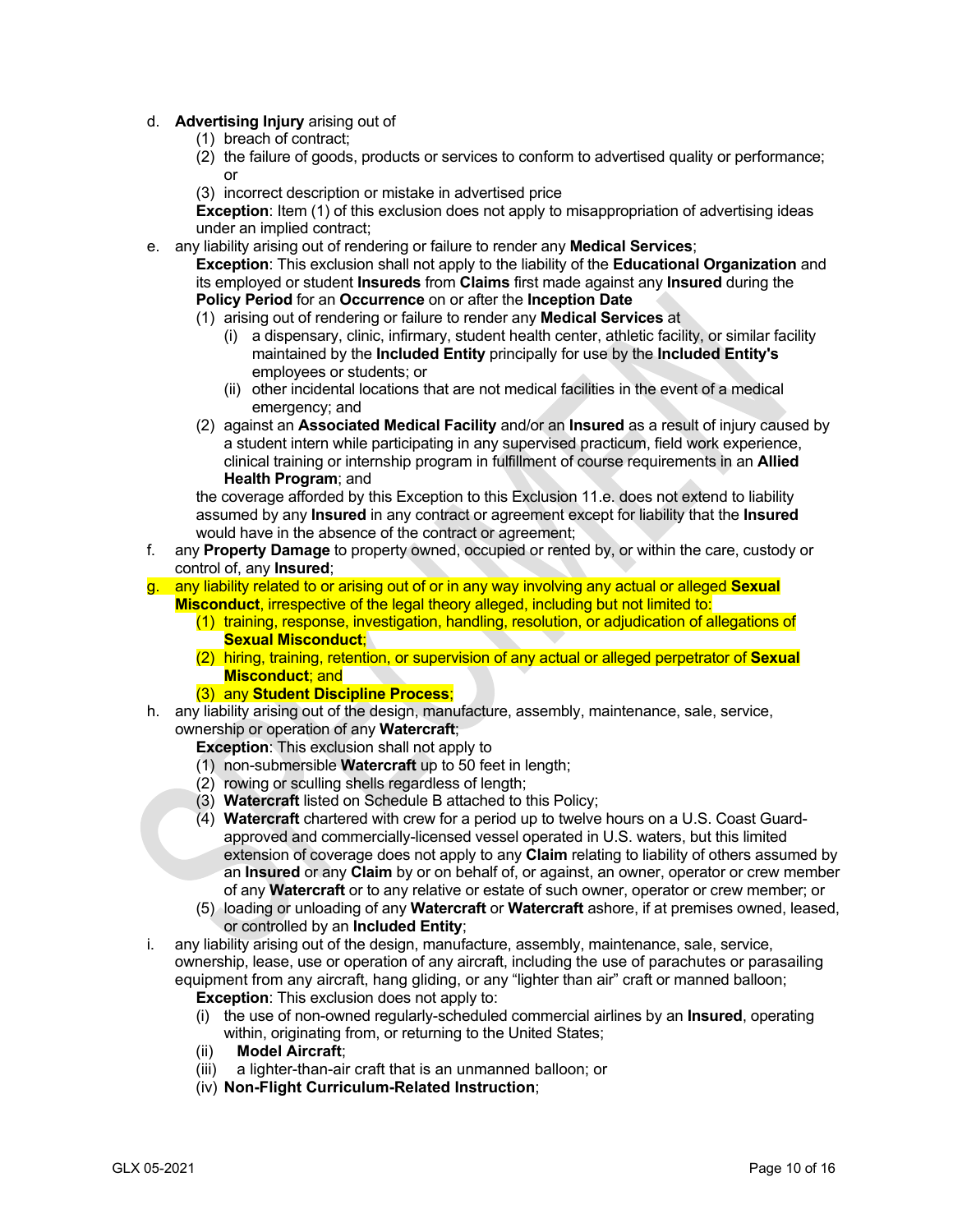d. **Advertising Injury** arising out of
   (1) breach of contract;
   (2) the failure of goods, products or services to conform to advertised quality or performance; or
   (3) incorrect description or mistake in advertised price

   **Exception**: Item (1) of this exclusion does not apply to misappropriation of advertising ideas under an implied contract;

e. any liability arising out of rendering or failure to render any **Medical Services**;

   **Exception**: This exclusion shall not apply to the liability of the **Educational Organization** and its employed or student **Insureds** from **Claims** first made against any **Insured** during the **Policy Period** for an **Occurrence** on or after the **Inception Date**
   (1) arising out of rendering or failure to render any **Medical Services** at
      (i) a dispensary, clinic, infirmary, student health center, athletic facility, or similar facility maintained by the **Included Entity** principally for use by the **Included Entity's** employees or students; or
      (ii) other incidental locations that are not medical facilities in the event of a medical emergency; and
   (2) against an **Associated Medical Facility** and/or an **Insured** as a result of injury caused by a student intern while participating in any supervised practicum, field work experience, clinical training or internship program in fulfillment of course requirements in an **Allied Health Program**; and

   the coverage afforded by this Exception to this Exclusion 11.e. does not extend to liability assumed by any **Insured** in any contract or agreement except for liability that the **Insured** would have in the absence of the contract or agreement;

f. any **Property Damage** to property owned, occupied or rented by, or within the care, custody or control of, any **Insured**;

g. any liability related to or arising out of or in any way involving any actual or alleged **Sexual Misconduct**, irrespective of the legal theory alleged, including but not limited to:
   (1) training, response, investigation, handling, resolution, or adjudication of allegations of **Sexual Misconduct**;
   (2) hiring, training, retention, or supervision of any actual or alleged perpetrator of **Sexual Misconduct**; and
   (3) any **Student Discipline Process**;

h. any liability arising out of the design, manufacture, assembly, maintenance, sale, service, ownership or operation of any **Watercraft**;

   **Exception**: This exclusion shall not apply to
   (1) non-submersible **Watercraft** up to 50 feet in length;
   (2) rowing or sculling shells regardless of length;
   (3) **Watercraft** listed on Schedule B attached to this Policy;
   (4) **Watercraft** chartered with crew for a period up to twelve hours on a U.S. Coast Guard-approved and commercially-licensed vessel operated in U.S. waters, but this limited extension of coverage does not apply to any **Claim** relating to liability of others assumed by an **Insured** or any **Claim** by or on behalf of, or against, an owner, operator or crew member of any **Watercraft** or to any relative or estate of such owner, operator or crew member; or
   (5) loading or unloading of any **Watercraft** or **Watercraft** ashore, if at premises owned, leased, or controlled by an **Included Entity**;

i. any liability arising out of the design, manufacture, assembly, maintenance, sale, service, ownership, lease, use or operation of any aircraft, including the use of parachutes or parasailing equipment from any aircraft, hang gliding, or any "lighter than air" craft or manned balloon;

   **Exception**: This exclusion does not apply to:
   (i) the use of non-owned regularly-scheduled commercial airlines by an **Insured**, operating within, originating from, or returning to the United States;
   (ii) **Model Aircraft**;
   (iii) a lighter-than-air craft that is an unmanned balloon; or
   (iv) **Non-Flight Curriculum-Related Instruction**;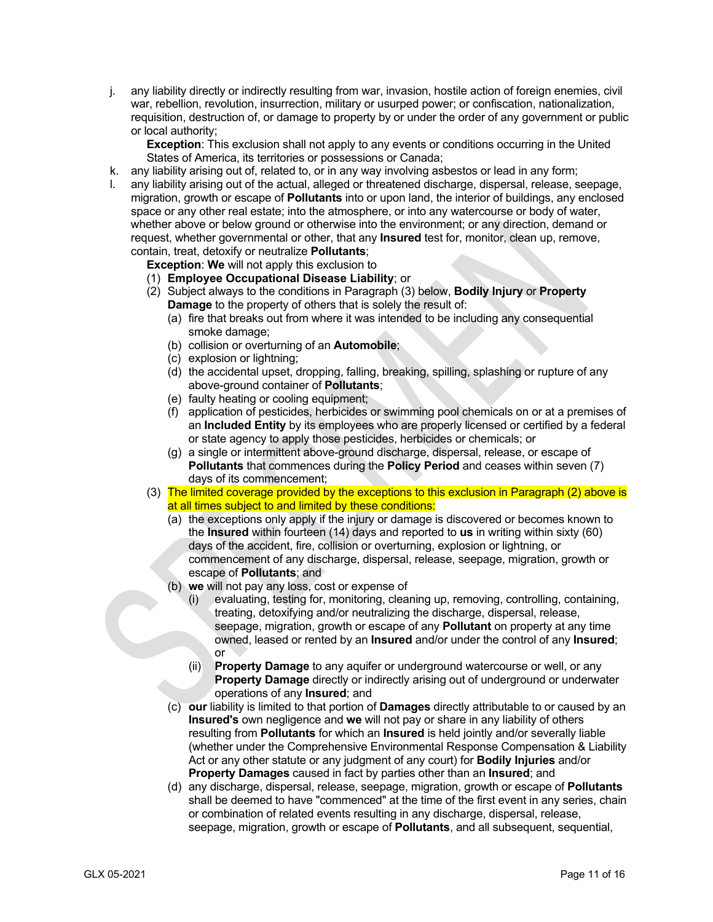j. any liability directly or indirectly resulting from war, invasion, hostile action of foreign enemies, civil war, rebellion, revolution, insurrection, military or usurped power; or confiscation, nationalization, requisition, destruction of, or damage to property by or under the order of any government or public or local authority;

   **Exception**: This exclusion shall not apply to any events or conditions occurring in the United States of America, its territories or possessions or Canada;

k. any liability arising out of, related to, or in any way involving asbestos or lead in any form;

l. any liability arising out of the actual, alleged or threatened discharge, dispersal, release, seepage, migration, growth or escape of **Pollutants** into or upon land, the interior of buildings, any enclosed space or any other real estate; into the atmosphere, or into any watercourse or body of water, whether above or below ground or otherwise into the environment; or any direction, demand or request, whether governmental or other, that any **Insured** test for, monitor, clean up, remove, contain, treat, detoxify or neutralize **Pollutants**;

   **Exception**: **We** will not apply this exclusion to

   (1) **Employee Occupational Disease Liability**; or

   (2) Subject always to the conditions in Paragraph (3) below, **Bodily Injury** or **Property Damage** to the property of others that is solely the result of:

      (a) fire that breaks out from where it was intended to be including any consequential smoke damage;

      (b) collision or overturning of an **Automobile**;

      (c) explosion or lightning;

      (d) the accidental upset, dropping, falling, breaking, spilling, splashing or rupture of any above-ground container of **Pollutants**;

      (e) faulty heating or cooling equipment;

      (f) application of pesticides, herbicides or swimming pool chemicals on or at a premises of an **Included Entity** by its employees who are properly licensed or certified by a federal or state agency to apply those pesticides, herbicides or chemicals; or

      (g) a single or intermittent above-ground discharge, dispersal, release, or escape of **Pollutants** that commences during the **Policy Period** and ceases within seven (7) days of its commencement;

   (3) The limited coverage provided by the exceptions to this exclusion in Paragraph (2) above is at all times subject to and limited by these conditions:

      (a) the exceptions only apply if the injury or damage is discovered or becomes known to the **Insured** within fourteen (14) days and reported to **us** in writing within sixty (60) days of the accident, fire, collision or overturning, explosion or lightning, or commencement of any discharge, dispersal, release, seepage, migration, growth or escape of **Pollutants**; and

      (b) **we** will not pay any loss, cost or expense of

         (i) evaluating, testing for, monitoring, cleaning up, removing, controlling, containing, treating, detoxifying and/or neutralizing the discharge, dispersal, release, seepage, migration, growth or escape of any **Pollutant** on property at any time owned, leased or rented by an **Insured** and/or under the control of any **Insured**; or

         (ii) **Property Damage** to any aquifer or underground watercourse or well, or any **Property Damage** directly or indirectly arising out of underground or underwater operations of any **Insured**; and

      (c) **our** liability is limited to that portion of **Damages** directly attributable to or caused by an **Insured's** own negligence and **we** will not pay or share in any liability of others resulting from **Pollutants** for which an **Insured** is held jointly and/or severally liable (whether under the Comprehensive Environmental Response Compensation & Liability Act or any other statute or any judgment of any court) for **Bodily Injuries** and/or **Property Damages** caused in fact by parties other than an **Insured**; and

      (d) any discharge, dispersal, release, seepage, migration, growth or escape of **Pollutants** shall be deemed to have "commenced" at the time of the first event in any series, chain or combination of related events resulting in any discharge, dispersal, release, seepage, migration, growth or escape of **Pollutants**, and all subsequent, sequential,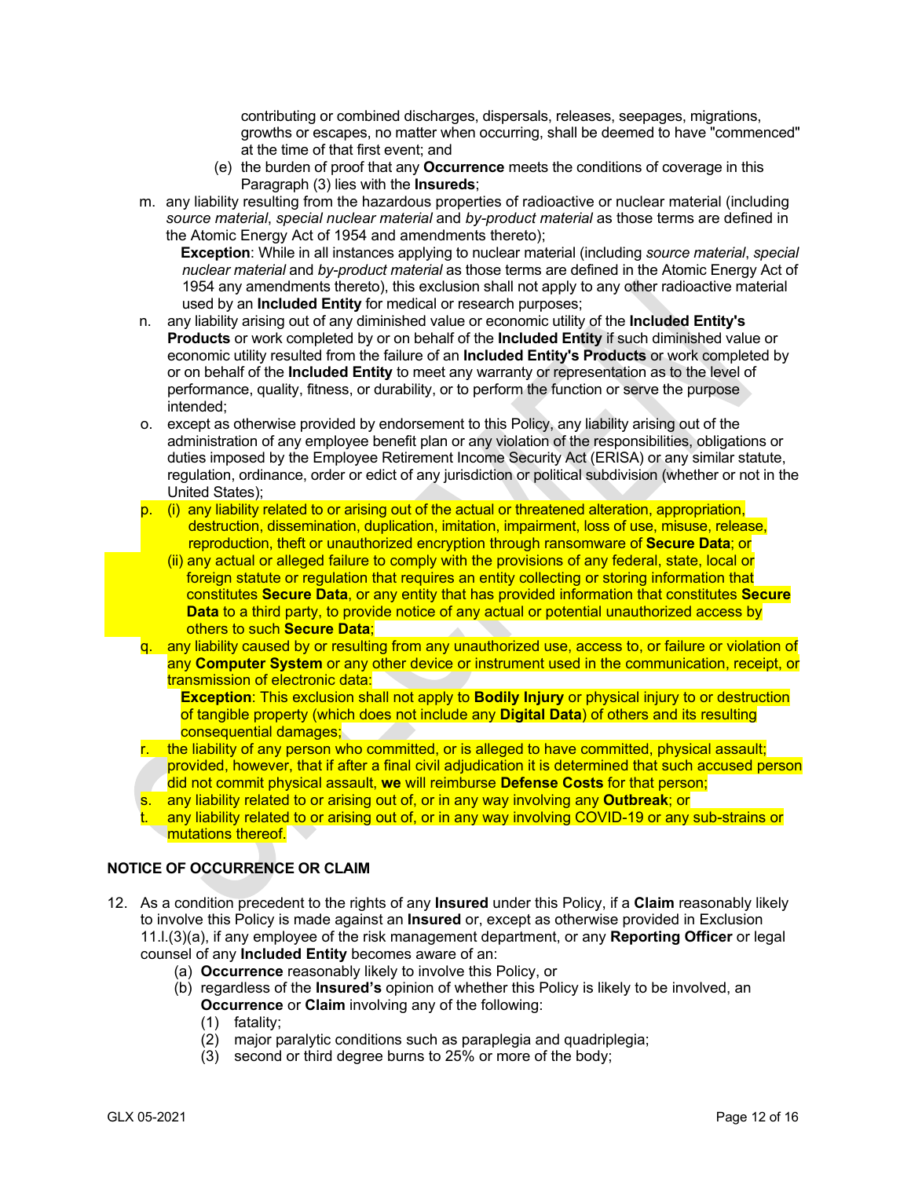contributing or combined discharges, dispersals, releases, seepages, migrations, growths or escapes, no matter when occurring, shall be deemed to have "commenced" at the time of that first event; and

(e) the burden of proof that any **Occurrence** meets the conditions of coverage in this Paragraph (3) lies with the **Insureds**;

m. any liability resulting from the hazardous properties of radioactive or nuclear material (including *source material*, *special nuclear material* and *by-product material* as those terms are defined in the Atomic Energy Act of 1954 and amendments thereto);

   **Exception**: While in all instances applying to nuclear material (including *source material*, *special nuclear material* and *by-product material* as those terms are defined in the Atomic Energy Act of 1954 any amendments thereto), this exclusion shall not apply to any other radioactive material used by an **Included Entity** for medical or research purposes;

n. any liability arising out of any diminished value or economic utility of the **Included Entity's Products** or work completed by or on behalf of the **Included Entity** if such diminished value or economic utility resulted from the failure of an **Included Entity's Products** or work completed by or on behalf of the **Included Entity** to meet any warranty or representation as to the level of performance, quality, fitness, or durability, or to perform the function or serve the purpose intended;

o. except as otherwise provided by endorsement to this Policy, any liability arising out of the administration of any employee benefit plan or any violation of the responsibilities, obligations or duties imposed by the Employee Retirement Income Security Act (ERISA) or any similar statute, regulation, ordinance, order or edict of any jurisdiction or political subdivision (whether or not in the United States);

p. (i) any liability related to or arising out of the actual or threatened alteration, appropriation, destruction, dissemination, duplication, imitation, impairment, loss of use, misuse, release, reproduction, theft or unauthorized encryption through ransomware of **Secure Data**; or

   (ii) any actual or alleged failure to comply with the provisions of any federal, state, local or foreign statute or regulation that requires an entity collecting or storing information that constitutes **Secure Data**, or any entity that has provided information that constitutes **Secure Data** to a third party, to provide notice of any actual or potential unauthorized access by others to such **Secure Data**;

q. any liability caused by or resulting from any unauthorized use, access to, or failure or violation of any **Computer System** or any other device or instrument used in the communication, receipt, or transmission of electronic data:

   **Exception**: This exclusion shall not apply to **Bodily Injury** or physical injury to or destruction of tangible property (which does not include any **Digital Data**) of others and its resulting consequential damages;

r. the liability of any person who committed, or is alleged to have committed, physical assault; provided, however, that if after a final civil adjudication it is determined that such accused person did not commit physical assault, **we** will reimburse **Defense Costs** for that person;

s. any liability related to or arising out of, or in any way involving any **Outbreak**; or

t. any liability related to or arising out of, or in any way involving COVID-19 or any sub-strains or mutations thereof.

## NOTICE OF OCCURRENCE OR CLAIM

12. As a condition precedent to the rights of any **Insured** under this Policy, if a **Claim** reasonably likely to involve this Policy is made against an **Insured** or, except as otherwise provided in Exclusion 11.l.(3)(a), if any employee of the risk management department, or any **Reporting Officer** or legal counsel of any **Included Entity** becomes aware of an:

    (a) **Occurrence** reasonably likely to involve this Policy, or

    (b) regardless of the **Insured's** opinion of whether this Policy is likely to be involved, an **Occurrence** or **Claim** involving any of the following:

        (1) fatality;

        (2) major paralytic conditions such as paraplegia and quadriplegia;

        (3) second or third degree burns to 25% or more of the body;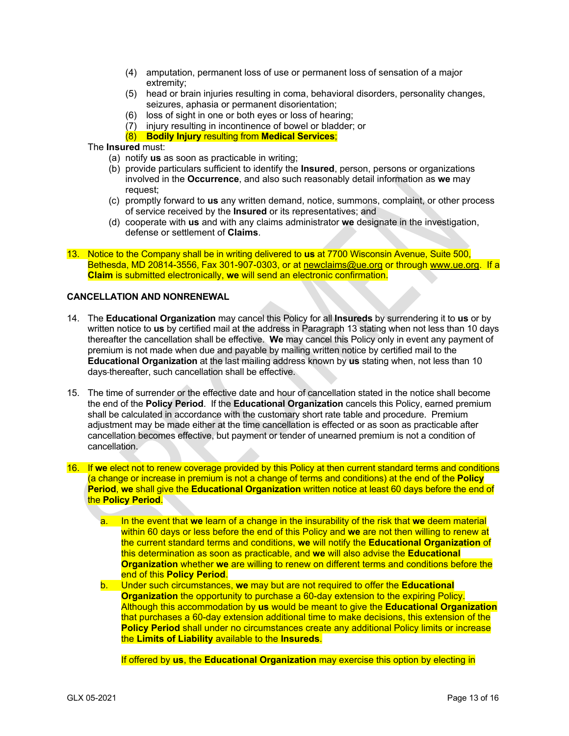(4) amputation, permanent loss of use or permanent loss of sensation of a major extremity;
(5) head or brain injuries resulting in coma, behavioral disorders, personality changes, seizures, aphasia or permanent disorientation;
(6) loss of sight in one or both eyes or loss of hearing;
(7) injury resulting in incontinence of bowel or bladder; or
(8) **Bodily Injury** resulting from **Medical Services**;

The **Insured** must:

(a) notify **us** as soon as practicable in writing;
(b) provide particulars sufficient to identify the **Insured**, person, persons or organizations involved in the **Occurrence**, and also such reasonably detail information as **we** may request;
(c) promptly forward to **us** any written demand, notice, summons, complaint, or other process of service received by the **Insured** or its representatives; and
(d) cooperate with **us** and with any claims administrator **we** designate in the investigation, defense or settlement of **Claims**.

13. Notice to the Company shall be in writing delivered to **us** at 7700 Wisconsin Avenue, Suite 500, Bethesda, MD 20814-3556, Fax 301-907-0303, or at newclaims@ue.org or through www.ue.org. If a **Claim** is submitted electronically, **we** will send an electronic confirmation.

**CANCELLATION AND NONRENEWAL**

14. The **Educational Organization** may cancel this Policy for all **Insureds** by surrendering it to **us** or by written notice to **us** by certified mail at the address in Paragraph 13 stating when not less than 10 days thereafter the cancellation shall be effective. **We** may cancel this Policy only in event any payment of premium is not made when due and payable by mailing written notice by certified mail to the **Educational Organization** at the last mailing address known by **us** stating when, not less than 10 days thereafter, such cancellation shall be effective.

15. The time of surrender or the effective date and hour of cancellation stated in the notice shall become the end of the **Policy Period**. If the **Educational Organization** cancels this Policy, earned premium shall be calculated in accordance with the customary short rate table and procedure. Premium adjustment may be made either at the time cancellation is effected or as soon as practicable after cancellation becomes effective, but payment or tender of unearned premium is not a condition of cancellation.

16. If **we** elect not to renew coverage provided by this Policy at then current standard terms and conditions (a change or increase in premium is not a change of terms and conditions) at the end of the **Policy Period**, **we** shall give the **Educational Organization** written notice at least 60 days before the end of the **Policy Period**.

    a. In the event that **we** learn of a change in the insurability of the risk that **we** deem material within 60 days or less before the end of this Policy and **we** are not then willing to renew at the current standard terms and conditions, **we** will notify the **Educational Organization** of this determination as soon as practicable, and **we** will also advise the **Educational Organization** whether **we** are willing to renew on different terms and conditions before the end of this **Policy Period**.
    b. Under such circumstances, **we** may but are not required to offer the **Educational Organization** the opportunity to purchase a 60-day extension to the expiring Policy. Although this accommodation by **us** would be meant to give the **Educational Organization** that purchases a 60-day extension additional time to make decisions, this extension of the **Policy Period** shall under no circumstances create any additional Policy limits or increase the **Limits of Liability** available to the **Insureds**.

       If offered by **us**, the **Educational Organization** may exercise this option by electing in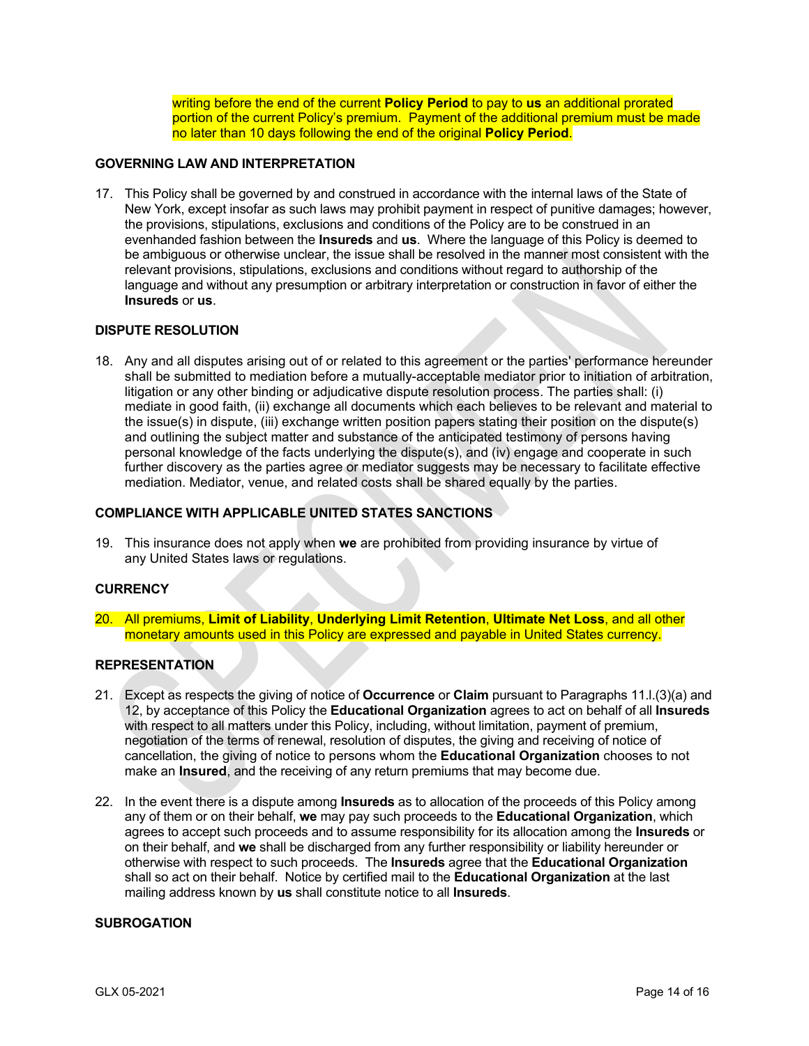writing before the end of the current **Policy Period** to pay to **us** an additional prorated portion of the current Policy's premium. Payment of the additional premium must be made no later than 10 days following the end of the original **Policy Period**.

**GOVERNING LAW AND INTERPRETATION**

17. This Policy shall be governed by and construed in accordance with the internal laws of the State of New York, except insofar as such laws may prohibit payment in respect of punitive damages; however, the provisions, stipulations, exclusions and conditions of the Policy are to be construed in an evenhanded fashion between the **Insureds** and **us**. Where the language of this Policy is deemed to be ambiguous or otherwise unclear, the issue shall be resolved in the manner most consistent with the relevant provisions, stipulations, exclusions and conditions without regard to authorship of the language and without any presumption or arbitrary interpretation or construction in favor of either the **Insureds** or **us**.

**DISPUTE RESOLUTION**

18. Any and all disputes arising out of or related to this agreement or the parties' performance hereunder shall be submitted to mediation before a mutually-acceptable mediator prior to initiation of arbitration, litigation or any other binding or adjudicative dispute resolution process. The parties shall: (i) mediate in good faith, (ii) exchange all documents which each believes to be relevant and material to the issue(s) in dispute, (iii) exchange written position papers stating their position on the dispute(s) and outlining the subject matter and substance of the anticipated testimony of persons having personal knowledge of the facts underlying the dispute(s), and (iv) engage and cooperate in such further discovery as the parties agree or mediator suggests may be necessary to facilitate effective mediation. Mediator, venue, and related costs shall be shared equally by the parties.

**COMPLIANCE WITH APPLICABLE UNITED STATES SANCTIONS**

19. This insurance does not apply when **we** are prohibited from providing insurance by virtue of any United States laws or regulations.

**CURRENCY**

20. All premiums, **Limit of Liability**, **Underlying Limit Retention**, **Ultimate Net Loss**, and all other monetary amounts used in this Policy are expressed and payable in United States currency.

**REPRESENTATION**

21. Except as respects the giving of notice of **Occurrence** or **Claim** pursuant to Paragraphs 11.l.(3)(a) and 12, by acceptance of this Policy the **Educational Organization** agrees to act on behalf of all **Insureds** with respect to all matters under this Policy, including, without limitation, payment of premium, negotiation of the terms of renewal, resolution of disputes, the giving and receiving of notice of cancellation, the giving of notice to persons whom the **Educational Organization** chooses to not make an **Insured**, and the receiving of any return premiums that may become due.

22. In the event there is a dispute among **Insureds** as to allocation of the proceeds of this Policy among any of them or on their behalf, **we** may pay such proceeds to the **Educational Organization**, which agrees to accept such proceeds and to assume responsibility for its allocation among the **Insureds** or on their behalf, and **we** shall be discharged from any further responsibility or liability hereunder or otherwise with respect to such proceeds. The **Insureds** agree that the **Educational Organization** shall so act on their behalf. Notice by certified mail to the **Educational Organization** at the last mailing address known by **us** shall constitute notice to all **Insureds**.

**SUBROGATION**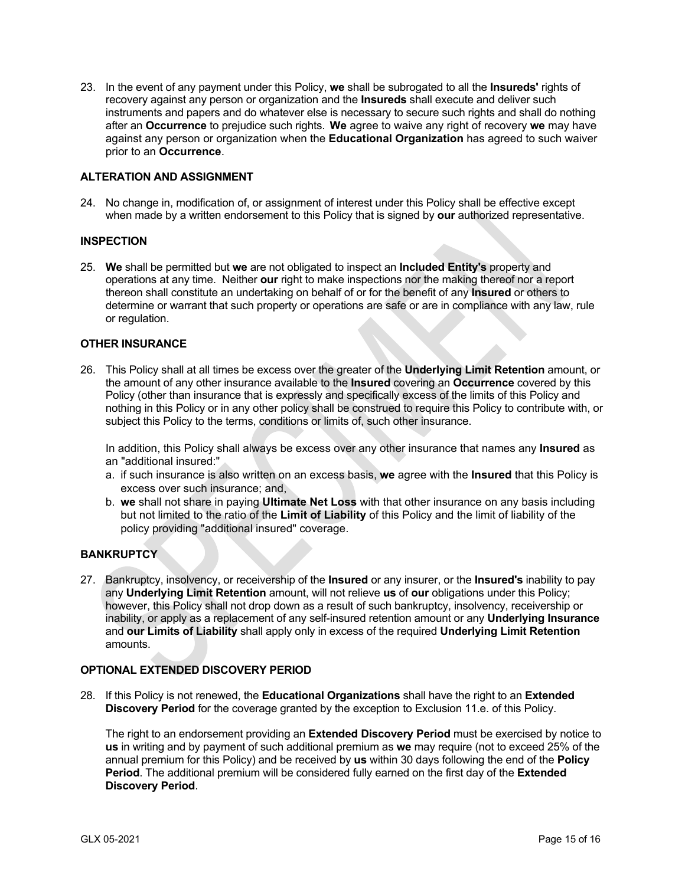23. In the event of any payment under this Policy, **we** shall be subrogated to all the **Insureds'** rights of recovery against any person or organization and the **Insureds** shall execute and deliver such instruments and papers and do whatever else is necessary to secure such rights and shall do nothing after an **Occurrence** to prejudice such rights. **We** agree to waive any right of recovery **we** may have against any person or organization when the **Educational Organization** has agreed to such waiver prior to an **Occurrence**.

**ALTERATION AND ASSIGNMENT**

24. No change in, modification of, or assignment of interest under this Policy shall be effective except when made by a written endorsement to this Policy that is signed by **our** authorized representative.

**INSPECTION**

25. **We** shall be permitted but **we** are not obligated to inspect an **Included Entity's** property and operations at any time. Neither **our** right to make inspections nor the making thereof nor a report thereon shall constitute an undertaking on behalf of or for the benefit of any **Insured** or others to determine or warrant that such property or operations are safe or are in compliance with any law, rule or regulation.

**OTHER INSURANCE**

26. This Policy shall at all times be excess over the greater of the **Underlying Limit Retention** amount, or the amount of any other insurance available to the **Insured** covering an **Occurrence** covered by this Policy (other than insurance that is expressly and specifically excess of the limits of this Policy and nothing in this Policy or in any other policy shall be construed to require this Policy to contribute with, or subject this Policy to the terms, conditions or limits of, such other insurance.

    In addition, this Policy shall always be excess over any other insurance that names any **Insured** as an "additional insured:"

    a. if such insurance is also written on an excess basis, **we** agree with the **Insured** that this Policy is excess over such insurance; and,
    b. **we** shall not share in paying **Ultimate Net Loss** with that other insurance on any basis including but not limited to the ratio of the **Limit of Liability** of this Policy and the limit of liability of the policy providing "additional insured" coverage.

**BANKRUPTCY**

27. Bankruptcy, insolvency, or receivership of the **Insured** or any insurer, or the **Insured's** inability to pay any **Underlying Limit Retention** amount, will not relieve **us** of **our** obligations under this Policy; however, this Policy shall not drop down as a result of such bankruptcy, insolvency, receivership or inability, or apply as a replacement of any self-insured retention amount or any **Underlying Insurance** and **our Limits of Liability** shall apply only in excess of the required **Underlying Limit Retention** amounts.

**OPTIONAL EXTENDED DISCOVERY PERIOD**

28. If this Policy is not renewed, the **Educational Organizations** shall have the right to an **Extended Discovery Period** for the coverage granted by the exception to Exclusion 11.e. of this Policy.

    The right to an endorsement providing an **Extended Discovery Period** must be exercised by notice to **us** in writing and by payment of such additional premium as **we** may require (not to exceed 25% of the annual premium for this Policy) and be received by **us** within 30 days following the end of the **Policy Period**. The additional premium will be considered fully earned on the first day of the **Extended Discovery Period**.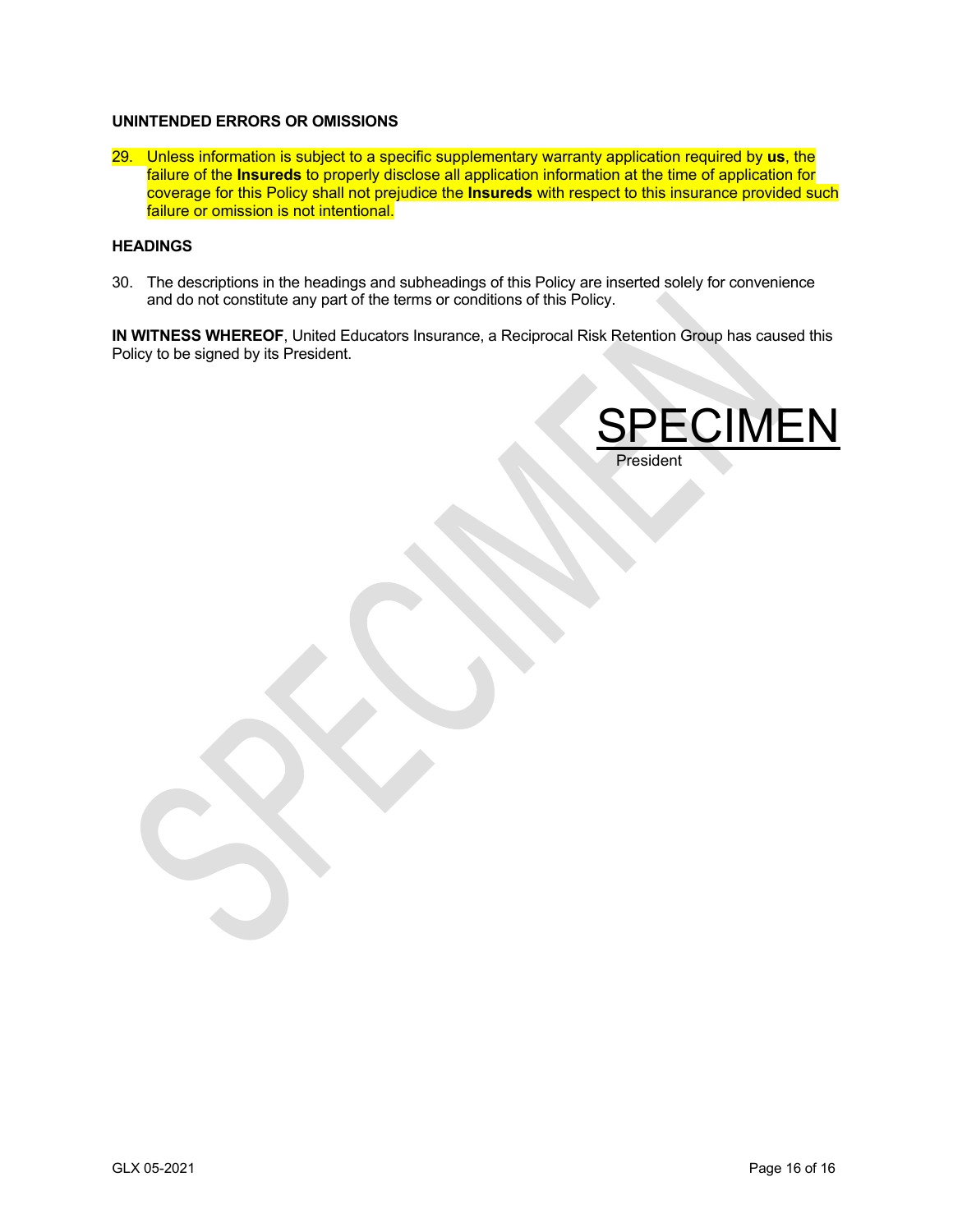### UNINTENDED ERRORS OR OMISSIONS

29. Unless information is subject to a specific supplementary warranty application required by **us**, the failure of the **Insureds** to properly disclose all application information at the time of application for coverage for this Policy shall not prejudice the **Insureds** with respect to this insurance provided such failure or omission is not intentional.

### HEADINGS

30. The descriptions in the headings and subheadings of this Policy are inserted solely for convenience and do not constitute any part of the terms or conditions of this Policy.

**IN WITNESS WHEREOF**, United Educators Insurance, a Reciprocal Risk Retention Group has caused this Policy to be signed by its President.

SPECIMEN

President